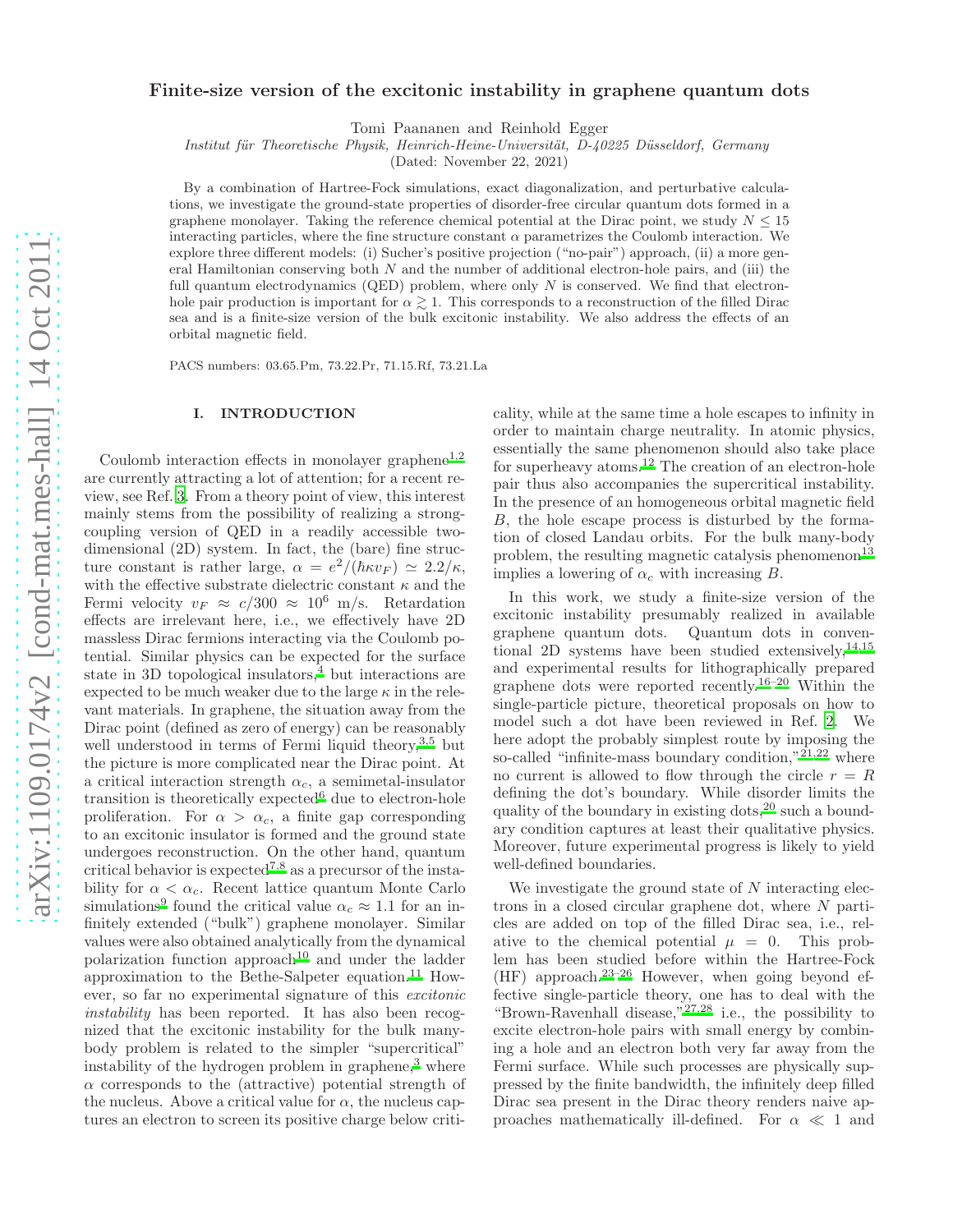# Finite-size version of the excitonic instability in graphene quantum dots

Tomi Paananen and Reinhold Egger

*Institut für Theoretische Physik, Heinrich-Heine-Universität, D-40225 Düsseldorf, Germany*

(Dated: November 22, 2021)

By a combination of Hartree-Fock simulations, exact diagonalization, and perturbative calculations, we investigate the ground-state properties of disorder-free circular quantum dots formed in a graphene monolayer. Taking the reference chemical potential at the Dirac point, we study $N \leq 15$ interacting particles, where the fine structure constant $\alpha$ parametrizes the Coulomb interaction. We explore three different models: (i) Sucher's positive projection ("no-pair") approach, (ii) a more general Hamiltonian conserving both $N$ and the number of additional electron-hole pairs, and (iii) the full quantum electrodynamics (QED) problem, where only $N$ is conserved. We find that electron-hole pair production is important for $\alpha \gtrsim 1$. This corresponds to a reconstruction of the filled Dirac sea and is a finite-size version of the bulk excitonic instability. We also address the effects of an orbital magnetic field.

PACS numbers: 03.65.Pm, 73.22.Pr, 71.15.Rf, 73.21.La

## I. INTRODUCTION

Coulomb interaction effects in monolayer graphene[1,2] are currently attracting a lot of attention; for a recent review, see Ref. [3]. From a theory point of view, this interest mainly stems from the possibility of realizing a strong-coupling version of QED in a readily accessible two-dimensional (2D) system. In fact, the (bare) fine structure constant is rather large, $\alpha = e^2/(\hbar \kappa v_F) \simeq 2.2/\kappa$, with the effective substrate dielectric constant $\kappa$ and the Fermi velocity $v_F \approx c/300 \approx 10^6$ m/s. Retardation effects are irrelevant here, i.e., we effectively have 2D massless Dirac fermions interacting via the Coulomb potential. Similar physics can be expected for the surface state in 3D topological insulators,[4] but interactions are expected to be much weaker due to the large $\kappa$ in the relevant materials. In graphene, the situation away from the Dirac point (defined as zero of energy) can be reasonably well understood in terms of Fermi liquid theory,[3,5] but the picture is more complicated near the Dirac point. At a critical interaction strength $\alpha_c$, a semimetal-insulator transition is theoretically expected[6] due to electron-hole proliferation. For $\alpha > \alpha_c$, a finite gap corresponding to an excitonic insulator is formed and the ground state undergoes reconstruction. On the other hand, quantum critical behavior is expected[7,8] as a precursor of the instability for $\alpha < \alpha_c$. Recent lattice quantum Monte Carlo simulations[9] found the critical value $\alpha_c \approx 1.1$ for an infinitely extended ("bulk") graphene monolayer. Similar values were also obtained analytically from the dynamical polarization function approach[10] and under the ladder approximation to the Bethe-Salpeter equation.[11] However, so far no experimental signature of this *excitonic instability* has been reported. It has also been recognized that the excitonic instability for the bulk many-body problem is related to the simpler "supercritical" instability of the hydrogen problem in graphene,[3] where $\alpha$ corresponds to the (attractive) potential strength of the nucleus. Above a critical value for $\alpha$, the nucleus captures an electron to screen its positive charge below criticality, while at the same time a hole escapes to infinity in order to maintain charge neutrality. In atomic physics, essentially the same phenomenon should also take place for superheavy atoms.[12] The creation of an electron-hole pair thus also accompanies the supercritical instability. In the presence of an homogeneous orbital magnetic field $B$, the hole escape process is disturbed by the formation of closed Landau orbits. For the bulk many-body problem, the resulting magnetic catalysis phenomenon[13] implies a lowering of $\alpha_c$ with increasing $B$.

In this work, we study a finite-size version of the excitonic instability presumably realized in available graphene quantum dots. Quantum dots in conventional 2D systems have been studied extensively,[14,15] and experimental results for lithographically prepared graphene dots were reported recently.[16–20] Within the single-particle picture, theoretical proposals on how to model such a dot have been reviewed in Ref. [2]. We here adopt the probably simplest route by imposing the so-called "infinite-mass boundary condition,"[21,22] where no current is allowed to flow through the circle $r = R$ defining the dot's boundary. While disorder limits the quality of the boundary in existing dots,[20] such a boundary condition captures at least their qualitative physics. Moreover, future experimental progress is likely to yield well-defined boundaries.

We investigate the ground state of $N$ interacting electrons in a closed circular graphene dot, where $N$ particles are added on top of the filled Dirac sea, i.e., relative to the chemical potential $\mu = 0$. This problem has been studied before within the Hartree-Fock (HF) approach.[23–26] However, when going beyond effective single-particle theory, one has to deal with the "Brown-Ravenhall disease,"[27,28] i.e., the possibility to excite electron-hole pairs with small energy by combining a hole and an electron both very far away from the Fermi surface. While such processes are physically suppressed by the finite bandwidth, the infinitely deep filled Dirac sea present in the Dirac theory renders naive approaches mathematically ill-defined. For $\alpha \ll 1$ and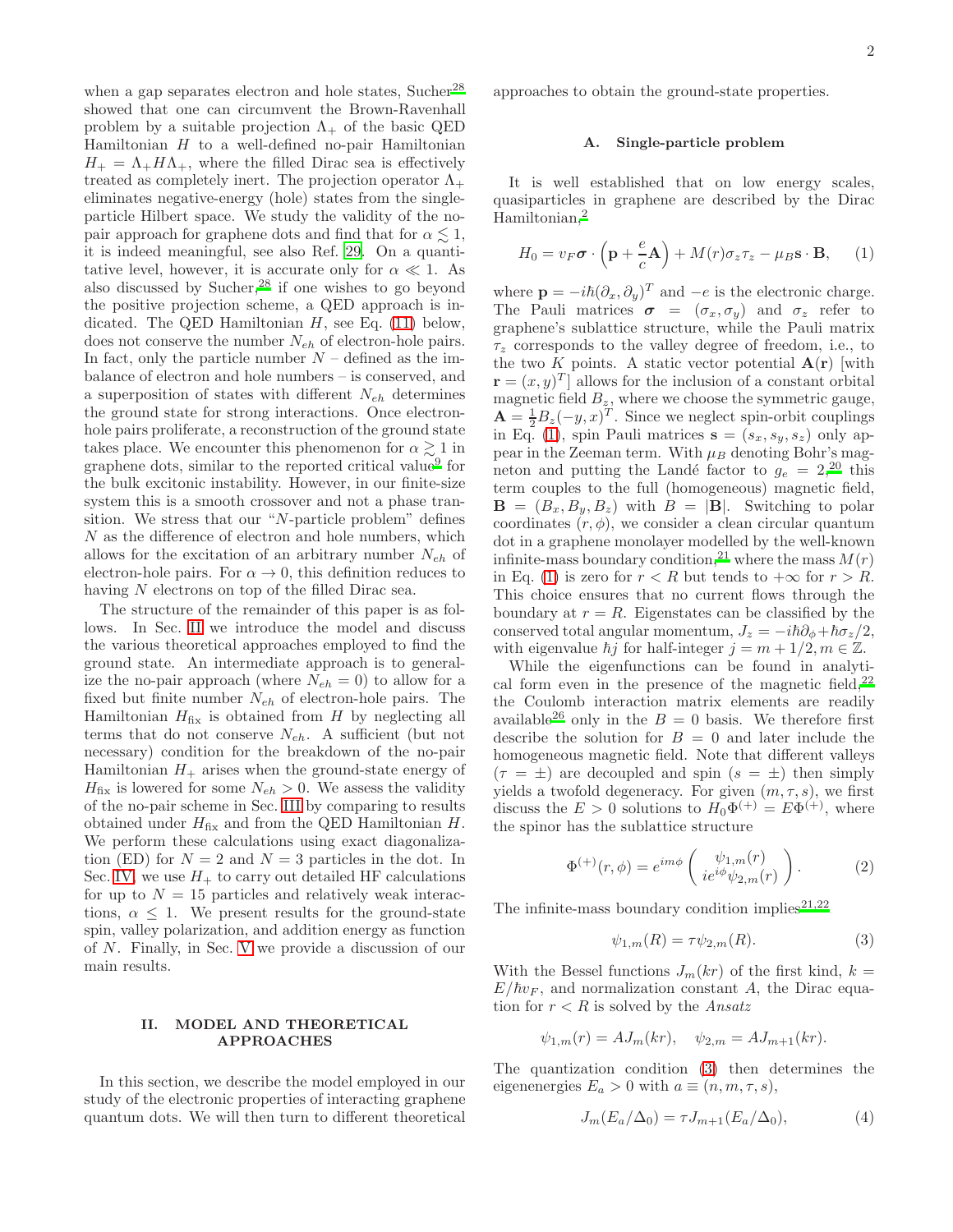when a gap separates electron and hole states, Sucher[28] showed that one can circumvent the Brown-Ravenhall problem by a suitable projection $\Lambda_+$ of the basic QED Hamiltonian $H$ to a well-defined no-pair Hamiltonian $H_+ = \Lambda_+ H \Lambda_+$, where the filled Dirac sea is effectively treated as completely inert. The projection operator $\Lambda_+$ eliminates negative-energy (hole) states from the single-particle Hilbert space. We study the validity of the no-pair approach for graphene dots and find that for $\alpha \lesssim 1$, it is indeed meaningful, see also Ref. 29. On a quantitative level, however, it is accurate only for $\alpha \ll 1$. As also discussed by Sucher,[28] if one wishes to go beyond the positive projection scheme, a QED approach is indicated. The QED Hamiltonian $H$, see Eq. (11) below, does not conserve the number $N_{eh}$ of electron-hole pairs. In fact, only the particle number $N$ – defined as the imbalance of electron and hole numbers – is conserved, and a superposition of states with different $N_{eh}$ determines the ground state for strong interactions. Once electron-hole pairs proliferate, a reconstruction of the ground state takes place. We encounter this phenomenon for $\alpha \gtrsim 1$ in graphene dots, similar to the reported critical value[9] for the bulk excitonic instability. However, in our finite-size system this is a smooth crossover and not a phase transition. We stress that our "$N$-particle problem" defines $N$ as the difference of electron and hole numbers, which allows for the excitation of an arbitrary number $N_{eh}$ of electron-hole pairs. For $\alpha \to 0$, this definition reduces to having $N$ electrons on top of the filled Dirac sea.

The structure of the remainder of this paper is as follows. In Sec. II we introduce the model and discuss the various theoretical approaches employed to find the ground state. An intermediate approach is to generalize the no-pair approach (where $N_{eh} = 0$) to allow for a fixed but finite number $N_{eh}$ of electron-hole pairs. The Hamiltonian $H_{\rm fix}$ is obtained from $H$ by neglecting all terms that do not conserve $N_{eh}$. A sufficient (but not necessary) condition for the breakdown of the no-pair Hamiltonian $H_+$ arises when the ground-state energy of $H_{\rm fix}$ is lowered for some $N_{eh} > 0$. We assess the validity of the no-pair scheme in Sec. III by comparing to results obtained under $H_{\rm fix}$ and from the QED Hamiltonian $H$. We perform these calculations using exact diagonalization (ED) for $N = 2$ and $N = 3$ particles in the dot. In Sec. IV, we use $H_+$ to carry out detailed HF calculations for up to $N = 15$ particles and relatively weak interactions, $\alpha \leq 1$. We present results for the ground-state spin, valley polarization, and addition energy as function of $N$. Finally, in Sec. V we provide a discussion of our main results.

## II. MODEL AND THEORETICAL APPROACHES

In this section, we describe the model employed in our study of the electronic properties of interacting graphene quantum dots. We will then turn to different theoretical approaches to obtain the ground-state properties.

### A. Single-particle problem

It is well established that on low energy scales, quasiparticles in graphene are described by the Dirac Hamiltonian,[2]

$$H_0 = v_F \boldsymbol{\sigma} \cdot \left( \mathbf{p} + \frac{e}{c}\mathbf{A} \right) + M(r)\sigma_z \tau_z - \mu_B \mathbf{s} \cdot \mathbf{B}, \tag{1}$$

where $\mathbf{p} = -i\hbar(\partial_x, \partial_y)^T$ and $-e$ is the electronic charge. The Pauli matrices $\boldsymbol{\sigma} = (\sigma_x, \sigma_y)$ and $\sigma_z$ refer to graphene's sublattice structure, while the Pauli matrix $\tau_z$ corresponds to the valley degree of freedom, i.e., to the two $K$ points. A static vector potential $\mathbf{A}(\mathbf{r})$ [with $\mathbf{r} = (x, y)^T$] allows for the inclusion of a constant orbital magnetic field $B_z$, where we choose the symmetric gauge, $\mathbf{A} = \frac{1}{2}B_z(-y, x)^T$. Since we neglect spin-orbit couplings in Eq. (1), spin Pauli matrices $\mathbf{s} = (s_x, s_y, s_z)$ only appear in the Zeeman term. With $\mu_B$ denoting Bohr's magneton and putting the Landé factor to $g_e = 2$,[20] this term couples to the full (homogeneous) magnetic field, $\mathbf{B} = (B_x, B_y, B_z)$ with $B = |\mathbf{B}|$. Switching to polar coordinates $(r, \phi)$, we consider a clean circular quantum dot in a graphene monolayer modelled by the well-known infinite-mass boundary condition,[21] where the mass $M(r)$ in Eq. (1) is zero for $r < R$ but tends to $+\infty$ for $r > R$. This choice ensures that no current flows through the boundary at $r = R$. Eigenstates can be classified by the conserved total angular momentum, $J_z = -i\hbar\partial_\phi + \hbar\sigma_z/2$, with eigenvalue $\hbar j$ for half-integer $j = m + 1/2, m \in \mathbb{Z}$.

While the eigenfunctions can be found in analytical form even in the presence of the magnetic field,[22] the Coulomb interaction matrix elements are readily available[26] only in the $B = 0$ basis. We therefore first describe the solution for $B = 0$ and later include the homogeneous magnetic field. Note that different valleys ($\tau = \pm$) are decoupled and spin ($s = \pm$) then simply yields a twofold degeneracy. For given $(m, \tau, s)$, we first discuss the $E > 0$ solutions to $H_0\Phi^{(+)} = E\Phi^{(+)}$, where the spinor has the sublattice structure

$$\Phi^{(+)}(r, \phi) = e^{im\phi} \begin{pmatrix} \psi_{1,m}(r) \\ ie^{i\phi}\psi_{2,m}(r) \end{pmatrix}. \tag{2}$$

The infinite-mass boundary condition implies[21,22]

$$\psi_{1,m}(R) = \tau\psi_{2,m}(R). \tag{3}$$

With the Bessel functions $J_m(kr)$ of the first kind, $k = E/\hbar v_F$, and normalization constant $A$, the Dirac equation for $r < R$ is solved by the *Ansatz*

$$\psi_{1,m}(r) = AJ_m(kr), \quad \psi_{2,m} = AJ_{m+1}(kr).$$

The quantization condition (3) then determines the eigenenergies $E_a > 0$ with $a \equiv (n, m, \tau, s)$,

$$J_m(E_a/\Delta_0) = \tau J_{m+1}(E_a/\Delta_0), \tag{4}$$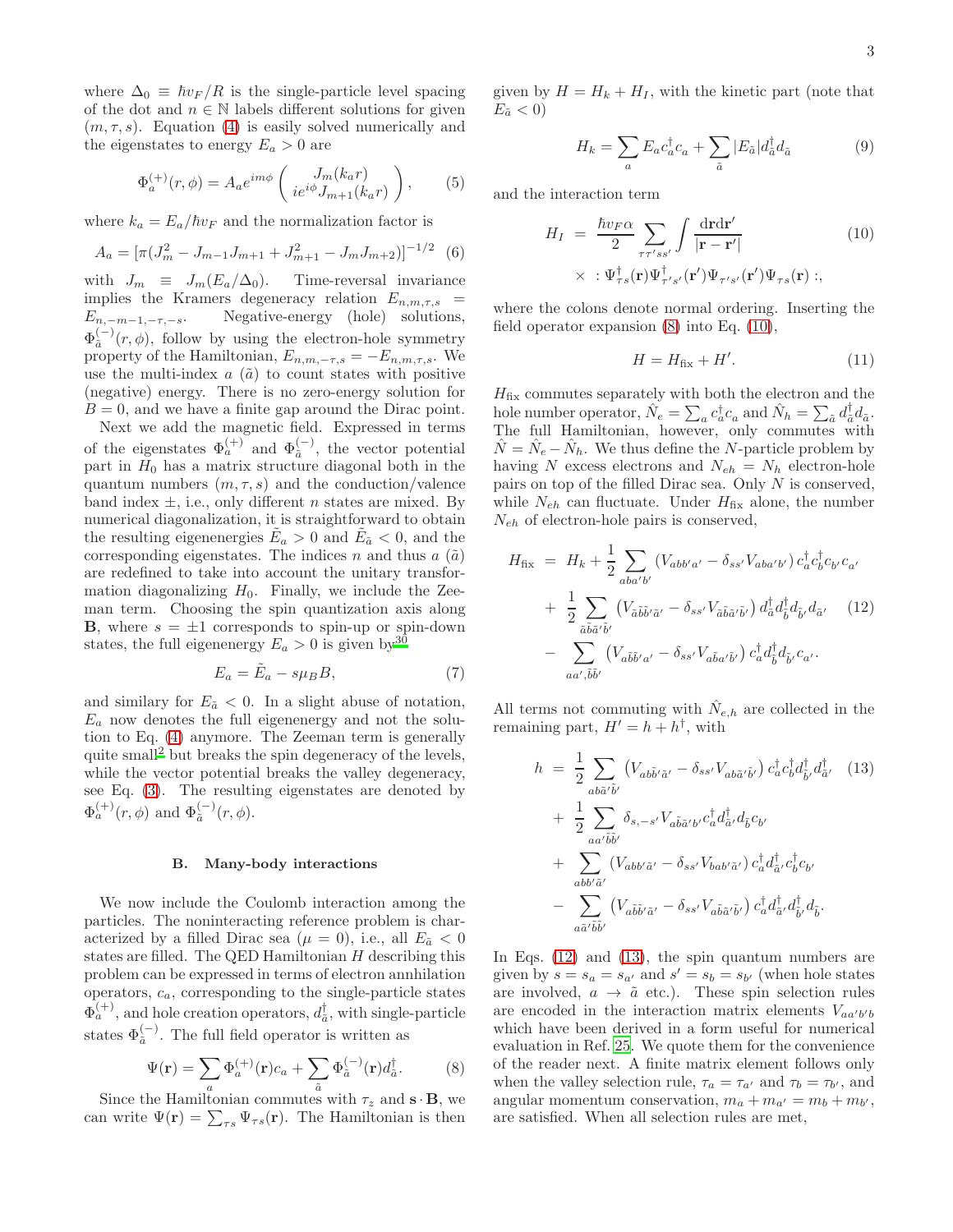where $\Delta_0 \equiv \hbar v_F/R$ is the single-particle level spacing of the dot and $n \in \mathbb{N}$ labels different solutions for given $(m, \tau, s)$. Equation (4) is easily solved numerically and the eigenstates to energy $E_a > 0$ are

$$\Phi_a^{(+)}(r,\phi) = A_a e^{im\phi} \begin{pmatrix} J_m(k_a r) \\ ie^{i\phi} J_{m+1}(k_a r) \end{pmatrix}, \quad (5)$$

where $k_a = E_a/\hbar v_F$ and the normalization factor is

$$A_a = [\pi(J_m^2 - J_{m-1}J_{m+1} + J_{m+1}^2 - J_m J_{m+2})]^{-1/2} \quad (6)$$

with $J_m \equiv J_m(E_a/\Delta_0)$. Time-reversal invariance implies the Kramers degeneracy relation $E_{n,m,\tau,s} = E_{n,-m-1,-\tau,-s}$. Negative-energy (hole) solutions, $\Phi_{\tilde{a}}^{(-)}(r,\phi)$, follow by using the electron-hole symmetry property of the Hamiltonian, $E_{n,m,-\tau,s} = -E_{n,m,\tau,s}$. We use the multi-index $a$ ($\tilde{a}$) to count states with positive (negative) energy. There is no zero-energy solution for $B = 0$, and we have a finite gap around the Dirac point.

Next we add the magnetic field. Expressed in terms of the eigenstates $\Phi_a^{(+)}$ and $\Phi_{\tilde{a}}^{(-)}$, the vector potential part in $H_0$ has a matrix structure diagonal both in the quantum numbers $(m, \tau, s)$ and the conduction/valence band index $\pm$, i.e., only different $n$ states are mixed. By numerical diagonalization, it is straightforward to obtain the resulting eigenenergies $\tilde{E}_a > 0$ and $\tilde{E}_{\tilde{a}} < 0$, and the corresponding eigenstates. The indices $n$ and thus $a$ ($\tilde{a}$) are redefined to take into account the unitary transformation diagonalizing $H_0$. Finally, we include the Zeeman term. Choosing the spin quantization axis along $\mathbf{B}$, where $s = \pm 1$ corresponds to spin-up or spin-down states, the full eigenenergy $E_a > 0$ is given by[30]

$$E_a = \tilde{E}_a - s\mu_B B, \quad (7)$$

and similary for $E_{\tilde{a}} < 0$. In a slight abuse of notation, $E_a$ now denotes the full eigenenergy and not the solution to Eq. (4) anymore. The Zeeman term is generally quite small[2] but breaks the spin degeneracy of the levels, while the vector potential breaks the valley degeneracy, see Eq. (3). The resulting eigenstates are denoted by $\Phi_a^{(+)}(r,\phi)$ and $\Phi_{\tilde{a}}^{(-)}(r,\phi)$.

### B. Many-body interactions

We now include the Coulomb interaction among the particles. The noninteracting reference problem is characterized by a filled Dirac sea ($\mu = 0$), i.e., all $E_{\tilde{a}} < 0$ states are filled. The QED Hamiltonian $H$ describing this problem can be expressed in terms of electron annihilation operators, $c_a$, corresponding to the single-particle states $\Phi_a^{(+)}$, and hole creation operators, $d_{\tilde{a}}^\dagger$, with single-particle states $\Phi_{\tilde{a}}^{(-)}$. The full field operator is written as

$$\Psi(\mathbf{r}) = \sum_a \Phi_a^{(+)}(\mathbf{r}) c_a + \sum_{\tilde{a}} \Phi_{\tilde{a}}^{(-)}(\mathbf{r}) d_{\tilde{a}}^\dagger. \quad (8)$$

Since the Hamiltonian commutes with $\tau_z$ and $\mathbf{s}\cdot\mathbf{B}$, we can write $\Psi(\mathbf{r}) = \sum_{\tau s} \Psi_{\tau s}(\mathbf{r})$. The Hamiltonian is then given by $H = H_k + H_I$, with the kinetic part (note that $E_{\tilde{a}} < 0$)

$$H_k = \sum_a E_a c_a^\dagger c_a + \sum_{\tilde{a}} |E_{\tilde{a}}| d_{\tilde{a}}^\dagger d_{\tilde{a}} \quad (9)$$

and the interaction term

$$H_I = \frac{\hbar v_F \alpha}{2} \sum_{\tau\tau' s s'} \int \frac{d\mathbf{r} d\mathbf{r}'}{|\mathbf{r} - \mathbf{r}'|} \times :\Psi_{\tau s}^\dagger(\mathbf{r}) \Psi_{\tau' s'}^\dagger(\mathbf{r}') \Psi_{\tau' s'}(\mathbf{r}') \Psi_{\tau s}(\mathbf{r}):, \quad (10)$$

where the colons denote normal ordering. Inserting the field operator expansion (8) into Eq. (10),

$$H = H_{\text{fix}} + H'. \quad (11)$$

$H_{\text{fix}}$ commutes separately with both the electron and the hole number operator, $\hat{N}_e = \sum_a c_a^\dagger c_a$ and $\hat{N}_h = \sum_{\tilde{a}} d_{\tilde{a}}^\dagger d_{\tilde{a}}$. The full Hamiltonian, however, only commutes with $\hat{N} = \hat{N}_e - \hat{N}_h$. We thus define the $N$-particle problem by having $N$ excess electrons and $N_{eh} = N_h$ electron-hole pairs on top of the filled Dirac sea. Only $N$ is conserved, while $N_{eh}$ can fluctuate. Under $H_{\text{fix}}$ alone, the number $N_{eh}$ of electron-hole pairs is conserved,

$$\begin{aligned} H_{\text{fix}} &= H_k + \frac{1}{2} \sum_{aba'b'} \left(V_{abb'a'} - \delta_{ss'} V_{aba'b'}\right) c_a^\dagger c_b^\dagger c_{b'} c_{a'} \\ &+ \frac{1}{2} \sum_{\tilde{a}\tilde{b}\tilde{a}'\tilde{b}'} \left(V_{\tilde{a}\tilde{b}\tilde{b}'\tilde{a}'} - \delta_{ss'} V_{\tilde{a}\tilde{b}\tilde{a}'\tilde{b}'}\right) d_{\tilde{a}}^\dagger d_{\tilde{b}}^\dagger d_{\tilde{b}'} d_{\tilde{a}'} \\ &- \sum_{aa',\tilde{b}\tilde{b}'} \left(V_{a\tilde{b}\tilde{b}'a'} - \delta_{ss'} V_{a\tilde{b}a'\tilde{b}'}\right) c_a^\dagger d_{\tilde{b}}^\dagger d_{\tilde{b}'} c_{a'}. \end{aligned} \quad (12)$$

All terms not commuting with $\hat{N}_{e,h}$ are collected in the remaining part, $H' = h + h^\dagger$, with

$$\begin{aligned} h &= \frac{1}{2} \sum_{ab\tilde{a}'\tilde{b}'} \left(V_{ab\tilde{b}'\tilde{a}'} - \delta_{ss'} V_{ab\tilde{a}'\tilde{b}'}\right) c_a^\dagger c_b^\dagger d_{\tilde{b}'}^\dagger d_{\tilde{a}'}^\dagger \\ &+ \frac{1}{2} \sum_{aa'\tilde{b}\tilde{b}'} \delta_{s,-s'} V_{\tilde{a}\tilde{b}\tilde{a}'b'} c_a^\dagger d_{\tilde{a}'}^\dagger d_{\tilde{b}} c_{b'} \\ &+ \sum_{abb'\tilde{a}'} \left(V_{abb'\tilde{a}'} - \delta_{ss'} V_{bab'\tilde{a}'}\right) c_a^\dagger d_{\tilde{a}'}^\dagger c_b^\dagger c_{b'} \\ &- \sum_{a\tilde{a}'\tilde{b}\tilde{b}'} \left(V_{a\tilde{b}\tilde{b}'\tilde{a}'} - \delta_{ss'} V_{a\tilde{b}\tilde{a}'\tilde{b}'}\right) c_a^\dagger d_{\tilde{a}'}^\dagger d_{\tilde{b}'}^\dagger d_{\tilde{b}}. \end{aligned} \quad (13)$$

In Eqs. (12) and (13), the spin quantum numbers are given by $s = s_a = s_{a'}$ and $s' = s_b = s_{b'}$ (when hole states are involved, $a \to \tilde{a}$ etc.). These spin selection rules are encoded in the interaction matrix elements $V_{aa'b'b}$ which have been derived in a form useful for numerical evaluation in Ref. 25. We quote them for the convenience of the reader next. A finite matrix element follows only when the valley selection rule, $\tau_a = \tau_{a'}$ and $\tau_b = \tau_{b'}$, and angular momentum conservation, $m_a + m_{a'} = m_b + m_{b'}$, are satisfied. When all selection rules are met,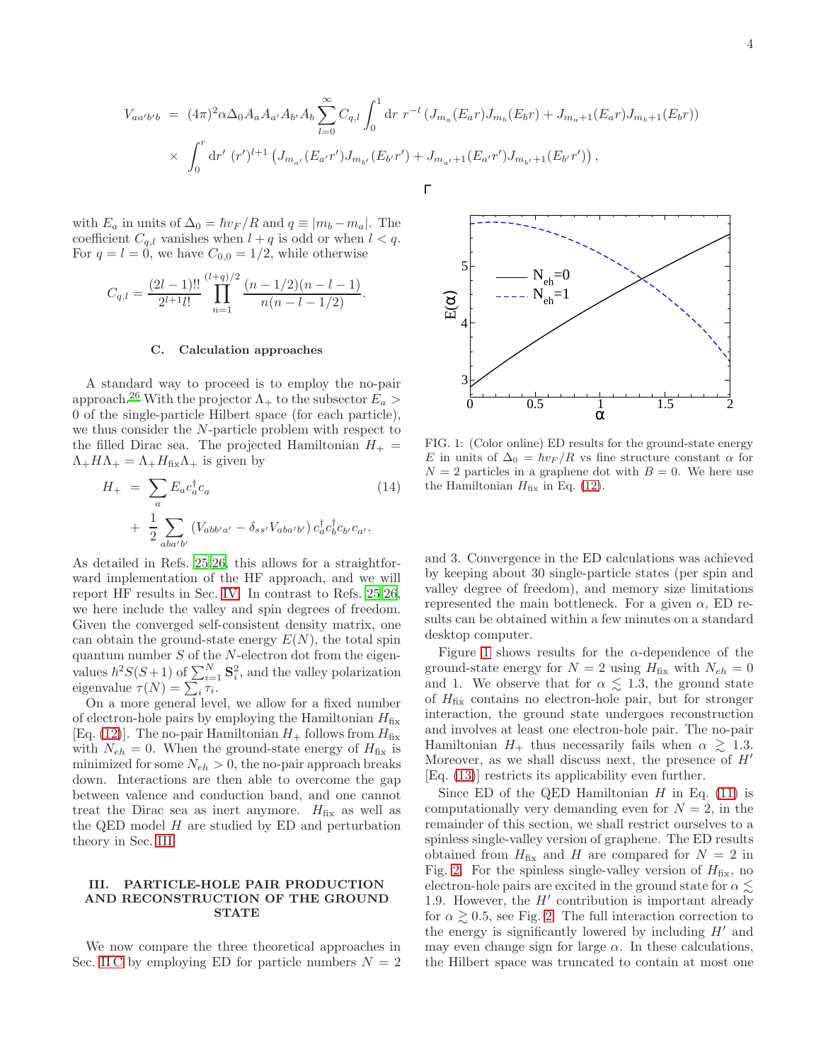$$
\begin{aligned}
V_{aa'b'b} \;=\; & (4\pi)^2 \alpha \Delta_0 A_a A_{a'} A_{b'} A_b \sum_{l=0}^{\infty} C_{q,l} \int_0^1 \mathrm{d}r\; r^{-l} \left( J_{m_a}(E_a r) J_{m_b}(E_b r) + J_{m_a+1}(E_a r) J_{m_b+1}(E_b r) \right) \\
& \times \int_0^r \mathrm{d}r'\; (r')^{l+1} \left( J_{m_{a'}}(E_{a'} r') J_{m_{b'}}(E_{b'} r') + J_{m_{a'}+1}(E_{a'} r') J_{m_{b'}+1}(E_{b'} r') \right),
\end{aligned}
$$

with $E_a$ in units of $\Delta_0 = \hbar v_F/R$ and $q \equiv |m_b - m_a|$. The coefficient $C_{q,l}$ vanishes when $l+q$ is odd or when $l < q$. For $q = l = 0$, we have $C_{0,0} = 1/2$, while otherwise

$$
C_{q,l} = \frac{(2l-1)!!}{2^{l+1} l!} \prod_{n=1}^{(l+q)/2} \frac{(n-1/2)(n-l-1)}{n(n-l-1/2)}.
$$

### C. Calculation approaches

A standard way to proceed is to employ the no-pair approach.[26] With the projector $\Lambda_+$ to the subsector $E_a > 0$ of the single-particle Hilbert space (for each particle), we thus consider the $N$-particle problem with respect to the filled Dirac sea. The projected Hamiltonian $H_+ = \Lambda_+ H \Lambda_+ = \Lambda_+ H_{\rm fix} \Lambda_+$ is given by

$$
\begin{aligned}
H_+ \;=\; & \sum_a E_a c_a^\dagger c_a \qquad (14)\\
& + \frac{1}{2} \sum_{aba'b'} \left( V_{abb'a'} - \delta_{ss'} V_{aba'b'} \right) c_a^\dagger c_b^\dagger c_{b'} c_{a'}.
\end{aligned}
$$

As detailed in Refs. [25,26], this allows for a straightforward implementation of the HF approach, and we will report HF results in Sec. IV. In contrast to Refs. [25,26], we here include the valley and spin degrees of freedom. Given the converged self-consistent density matrix, one can obtain the ground-state energy $E(N)$, the total spin quantum number $S$ of the $N$-electron dot from the eigenvalues $\hbar^2 S(S+1)$ of $\sum_{i=1}^N \mathbf{S}_i^2$, and the valley polarization eigenvalue $\tau(N) = \sum_i \tau_i$.

On a more general level, we allow for a fixed number of electron-hole pairs by employing the Hamiltonian $H_{\rm fix}$ [Eq. (12)]. The no-pair Hamiltonian $H_+$ follows from $H_{\rm fix}$ with $N_{eh} = 0$. When the ground-state energy of $H_{\rm fix}$ is minimized for some $N_{eh} > 0$, the no-pair approach breaks down. Interactions are then able to overcome the gap between valence and conduction band, and one cannot treat the Dirac sea as inert anymore. $H_{\rm fix}$ as well as the QED model $H$ are studied by ED and perturbation theory in Sec. III.

## III. PARTICLE-HOLE PAIR PRODUCTION AND RECONSTRUCTION OF THE GROUND STATE

We now compare the three theoretical approaches in Sec. II C by employing ED for particle numbers $N = 2$ and 3. Convergence in the ED calculations was achieved by keeping about 30 single-particle states (per spin and valley degree of freedom), and memory size limitations represented the main bottleneck. For a given $\alpha$, ED results can be obtained within a few minutes on a standard desktop computer.

FIG. 1: (Color online) ED results for the ground-state energy $E$ in units of $\Delta_0 = \hbar v_F/R$ vs fine structure constant $\alpha$ for $N = 2$ particles in a graphene dot with $B = 0$. We here use the Hamiltonian $H_{\rm fix}$ in Eq. (12).

Figure 1 shows results for the $\alpha$-dependence of the ground-state energy for $N = 2$ using $H_{\rm fix}$ with $N_{eh} = 0$ and 1. We observe that for $\alpha \lesssim 1.3$, the ground state of $H_{\rm fix}$ contains no electron-hole pair, but for stronger interaction, the ground state undergoes reconstruction and involves at least one electron-hole pair. The no-pair Hamiltonian $H_+$ thus necessarily fails when $\alpha \gtrsim 1.3$. Moreover, as we shall discuss next, the presence of $H'$ [Eq. (13)] restricts its applicability even further.

Since ED of the QED Hamiltonian $H$ in Eq. (11) is computationally very demanding even for $N = 2$, in the remainder of this section, we shall restrict ourselves to a spinless single-valley version of graphene. The ED results obtained from $H_{\rm fix}$ and $H$ are compared for $N = 2$ in Fig. 2. For the spinless single-valley version of $H_{\rm fix}$, no electron-hole pairs are excited in the ground state for $\alpha \lesssim 1.9$. However, the $H'$ contribution is important already for $\alpha \gtrsim 0.5$, see Fig. 2. The full interaction correction to the energy is significantly lowered by including $H'$ and may even change sign for large $\alpha$. In these calculations, the Hilbert space was truncated to contain at most one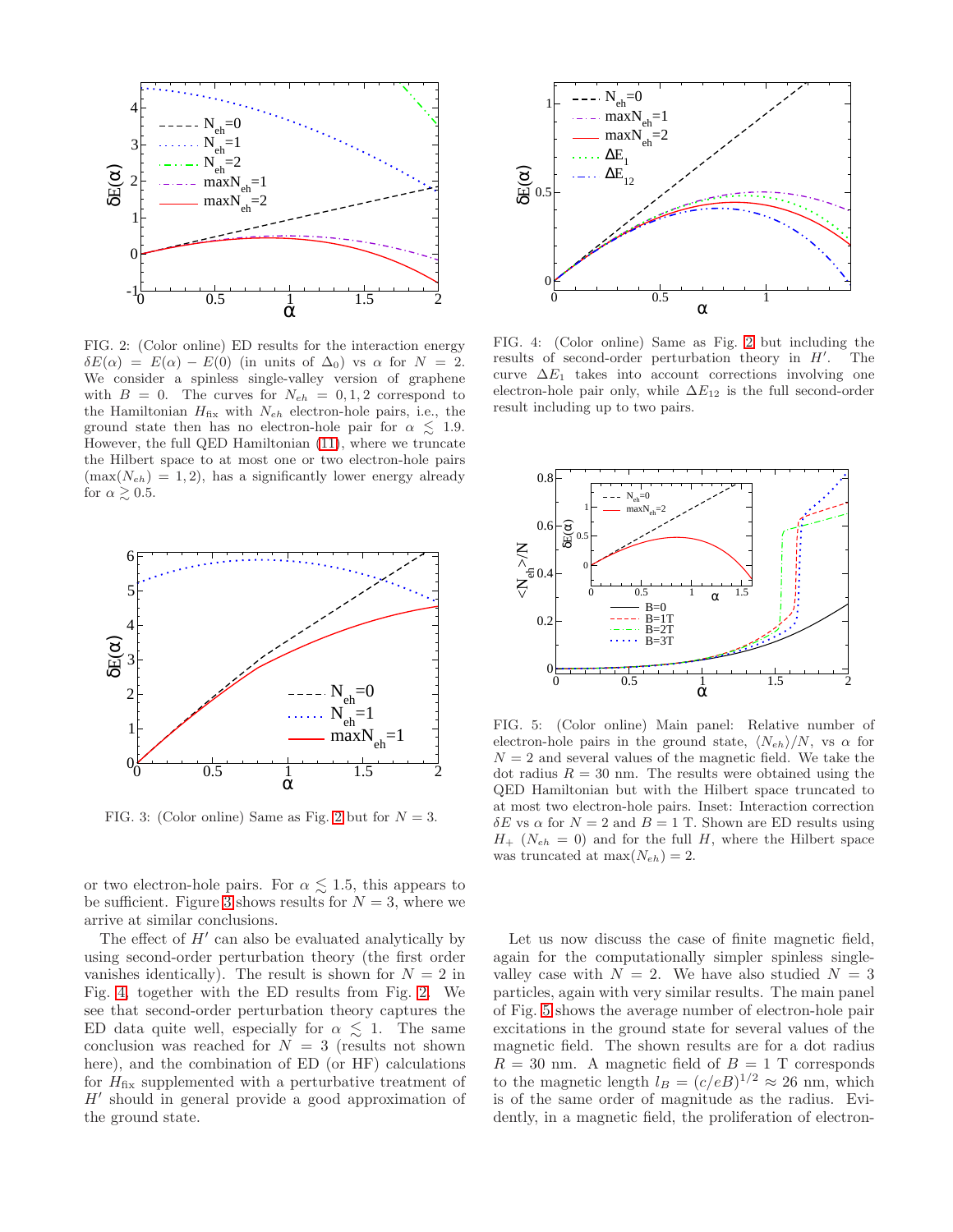FIG. 2: (Color online) ED results for the interaction energy $\delta E(\alpha) = E(\alpha) - E(0)$ (in units of $\Delta_0$) vs $\alpha$ for $N = 2$. We consider a spinless single-valley version of graphene with $B = 0$. The curves for $N_{eh} = 0, 1, 2$ correspond to the Hamiltonian $H_{\rm fix}$ with $N_{eh}$ electron-hole pairs, i.e., the ground state then has no electron-hole pair for $\alpha \lesssim 1.9$. However, the full QED Hamiltonian (11), where we truncate the Hilbert space to at most one or two electron-hole pairs ($\max(N_{eh}) = 1, 2$), has a significantly lower energy already for $\alpha \gtrsim 0.5$.

FIG. 3: (Color online) Same as Fig. 2 but for $N = 3$.

or two electron-hole pairs. For $\alpha \lesssim 1.5$, this appears to be sufficient. Figure 3 shows results for $N = 3$, where we arrive at similar conclusions.

The effect of $H'$ can also be evaluated analytically by using second-order perturbation theory (the first order vanishes identically). The result is shown for $N = 2$ in Fig. 4, together with the ED results from Fig. 2. We see that second-order perturbation theory captures the ED data quite well, especially for $\alpha \lesssim 1$. The same conclusion was reached for $N = 3$ (results not shown here), and the combination of ED (or HF) calculations for $H_{\rm fix}$ supplemented with a perturbative treatment of $H'$ should in general provide a good approximation of the ground state.

FIG. 4: (Color online) Same as Fig. 2 but including the results of second-order perturbation theory in $H'$. The curve $\Delta E_1$ takes into account corrections involving one electron-hole pair only, while $\Delta E_{12}$ is the full second-order result including up to two pairs.

FIG. 5: (Color online) Main panel: Relative number of electron-hole pairs in the ground state, $\langle N_{eh} \rangle / N$, vs $\alpha$ for $N = 2$ and several values of the magnetic field. We take the dot radius $R = 30$ nm. The results were obtained using the QED Hamiltonian but with the Hilbert space truncated to at most two electron-hole pairs. Inset: Interaction correction $\delta E$ vs $\alpha$ for $N = 2$ and $B = 1$ T. Shown are ED results using $H_+$ ($N_{eh} = 0$) and for the full $H$, where the Hilbert space was truncated at $\max(N_{eh}) = 2$.

Let us now discuss the case of finite magnetic field, again for the computationally simpler spinless single-valley case with $N = 2$. We have also studied $N = 3$ particles, again with very similar results. The main panel of Fig. 5 shows the average number of electron-hole pair excitations in the ground state for several values of the magnetic field. The shown results are for a dot radius $R = 30$ nm. A magnetic field of $B = 1$ T corresponds to the magnetic length $l_B = (c/eB)^{1/2} \approx 26$ nm, which is of the same order of magnitude as the radius. Evidently, in a magnetic field, the proliferation of electron-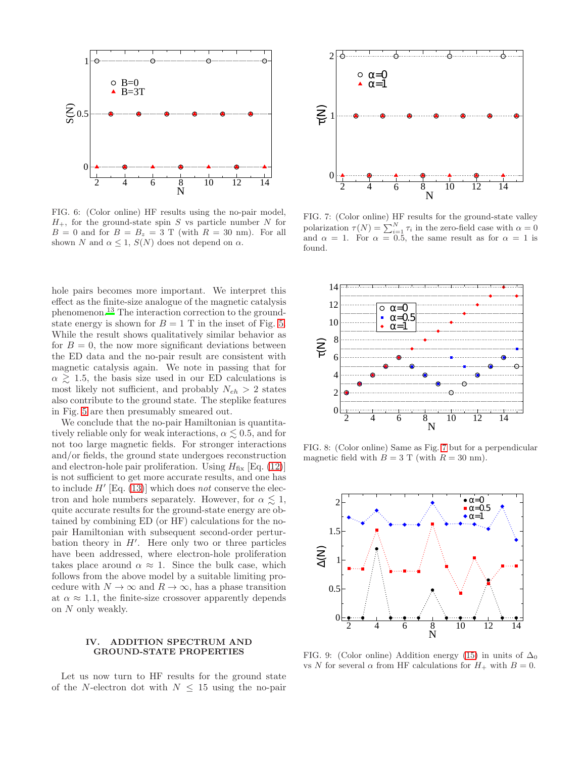FIG. 6: (Color online) HF results using the no-pair model, $H_+$, for the ground-state spin $S$ vs particle number $N$ for $B = 0$ and for $B = B_z = 3$ T (with $R = 30$ nm). For all shown $N$ and $\alpha \leq 1$, $S(N)$ does not depend on $\alpha$.

FIG. 7: (Color online) HF results for the ground-state valley polarization $\tau(N) = \sum_{i=1}^{N} \tau_i$ in the zero-field case with $\alpha = 0$ and $\alpha = 1$. For $\alpha = 0.5$, the same result as for $\alpha = 1$ is found.

hole pairs becomes more important. We interpret this effect as the finite-size analogue of the magnetic catalysis phenomenon.[13] The interaction correction to the ground-state energy is shown for $B = 1$ T in the inset of Fig. 5. While the result shows qualitatively similar behavior as for $B = 0$, the now more significant deviations between the ED data and the no-pair result are consistent with magnetic catalysis again. We note in passing that for $\alpha \gtrsim 1.5$, the basis size used in our ED calculations is most likely not sufficient, and probably $N_{eh} > 2$ states also contribute to the ground state. The steplike features in Fig. 5 are then presumably smeared out.

We conclude that the no-pair Hamiltonian is quantitatively reliable only for weak interactions, $\alpha \lesssim 0.5$, and for not too large magnetic fields. For stronger interactions and/or fields, the ground state undergoes reconstruction and electron-hole pair proliferation. Using $H_{\rm fix}$ [Eq. (12)] is not sufficient to get more accurate results, and one has to include $H'$ [Eq. (13)] which does *not* conserve the electron and hole numbers separately. However, for $\alpha \lesssim 1$, quite accurate results for the ground-state energy are obtained by combining ED (or HF) calculations for the no-pair Hamiltonian with subsequent second-order perturbation theory in $H'$. Here only two or three particles have been addressed, where electron-hole proliferation takes place around $\alpha \approx 1$. Since the bulk case, which follows from the above model by a suitable limiting procedure with $N \to \infty$ and $R \to \infty$, has a phase transition at $\alpha \approx 1.1$, the finite-size crossover apparently depends on $N$ only weakly.

## IV. ADDITION SPECTRUM AND GROUND-STATE PROPERTIES

Let us now turn to HF results for the ground state of the $N$-electron dot with $N \leq 15$ using the no-pair

FIG. 8: (Color online) Same as Fig. 7 but for a perpendicular magnetic field with $B = 3$ T (with $R = 30$ nm).

FIG. 9: (Color online) Addition energy (15) in units of $\Delta_0$ vs $N$ for several $\alpha$ from HF calculations for $H_+$ with $B = 0$.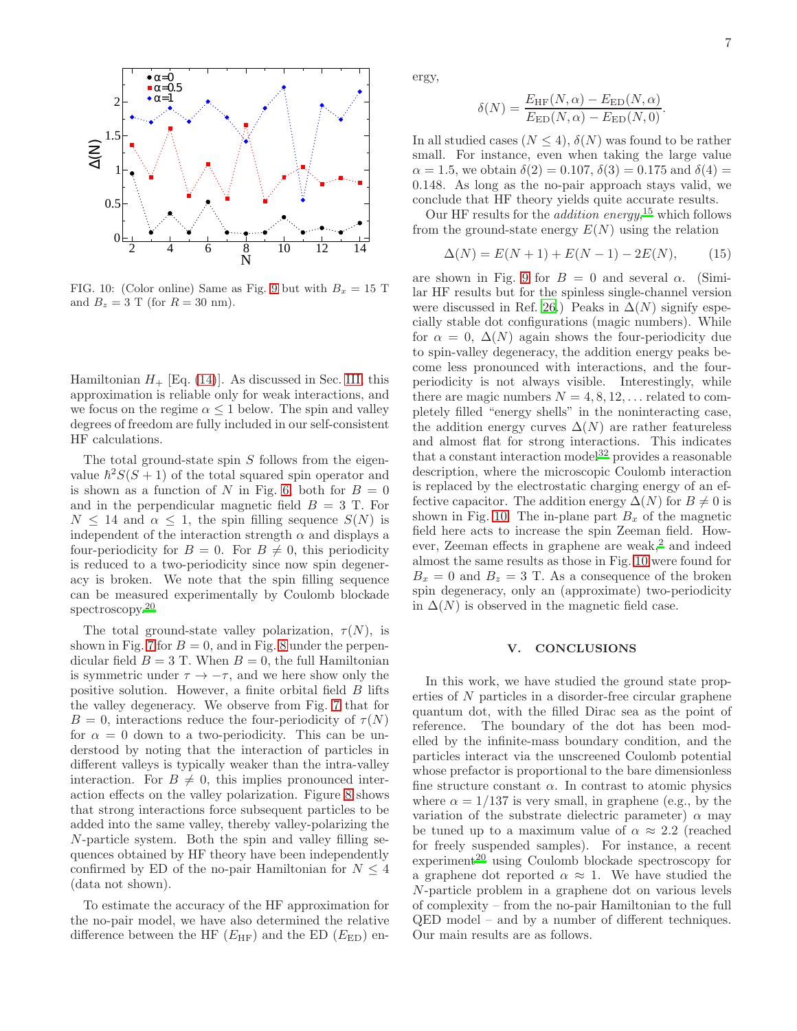FIG. 10: (Color online) Same as Fig. 9 but with $B_x = 15$ T and $B_z = 3$ T (for $R = 30$ nm).

Hamiltonian $H_+$ [Eq. (14)]. As discussed in Sec. III, this approximation is reliable only for weak interactions, and we focus on the regime $\alpha \leq 1$ below. The spin and valley degrees of freedom are fully included in our self-consistent HF calculations.

The total ground-state spin $S$ follows from the eigenvalue $\hbar^2 S(S+1)$ of the total squared spin operator and is shown as a function of $N$ in Fig. 6, both for $B = 0$ and in the perpendicular magnetic field $B = 3$ T. For $N \leq 14$ and $\alpha \leq 1$, the spin filling sequence $S(N)$ is independent of the interaction strength $\alpha$ and displays a four-periodicity for $B = 0$. For $B \neq 0$, this periodicity is reduced to a two-periodicity since now spin degeneracy is broken. We note that the spin filling sequence can be measured experimentally by Coulomb blockade spectroscopy.[20]

The total ground-state valley polarization, $\tau(N)$, is shown in Fig. 7 for $B = 0$, and in Fig. 8 under the perpendicular field $B = 3$ T. When $B = 0$, the full Hamiltonian is symmetric under $\tau \to -\tau$, and we here show only the positive solution. However, a finite orbital field $B$ lifts the valley degeneracy. We observe from Fig. 7 that for $B = 0$, interactions reduce the four-periodicity of $\tau(N)$ for $\alpha = 0$ down to a two-periodicity. This can be understood by noting that the interaction of particles in different valleys is typically weaker than the intra-valley interaction. For $B \neq 0$, this implies pronounced interaction effects on the valley polarization. Figure 8 shows that strong interactions force subsequent particles to be added into the same valley, thereby valley-polarizing the $N$-particle system. Both the spin and valley filling sequences obtained by HF theory have been independently confirmed by ED of the no-pair Hamiltonian for $N \leq 4$ (data not shown).

To estimate the accuracy of the HF approximation for the no-pair model, we have also determined the relative difference between the HF ($E_{\rm HF}$) and the ED ($E_{\rm ED}$) energy,

$$\delta(N) = \frac{E_{\rm HF}(N,\alpha) - E_{\rm ED}(N,\alpha)}{E_{\rm ED}(N,\alpha) - E_{\rm ED}(N,0)}.$$

In all studied cases ($N \leq 4$), $\delta(N)$ was found to be rather small. For instance, even when taking the large value $\alpha = 1.5$, we obtain $\delta(2) = 0.107$, $\delta(3) = 0.175$ and $\delta(4) = 0.148$. As long as the no-pair approach stays valid, we conclude that HF theory yields quite accurate results.

Our HF results for the *addition energy*,[15] which follows from the ground-state energy $E(N)$ using the relation

$$\Delta(N) = E(N+1) + E(N-1) - 2E(N), \qquad (15)$$

are shown in Fig. 9 for $B = 0$ and several $\alpha$. (Similar HF results but for the spinless single-channel version were discussed in Ref. [26].) Peaks in $\Delta(N)$ signify especially stable dot configurations (magic numbers). While for $\alpha = 0$, $\Delta(N)$ again shows the four-periodicity due to spin-valley degeneracy, the addition energy peaks become less pronounced with interactions, and the four-periodicity is not always visible. Interestingly, while there are magic numbers $N = 4, 8, 12, \ldots$ related to completely filled "energy shells" in the noninteracting case, the addition energy curves $\Delta(N)$ are rather featureless and almost flat for strong interactions. This indicates that a constant interaction model[32] provides a reasonable description, where the microscopic Coulomb interaction is replaced by the electrostatic charging energy of an effective capacitor. The addition energy $\Delta(N)$ for $B \neq 0$ is shown in Fig. 10. The in-plane part $B_x$ of the magnetic field here acts to increase the spin Zeeman field. However, Zeeman effects in graphene are weak,[2] and indeed almost the same results as those in Fig. 10 were found for $B_x = 0$ and $B_z = 3$ T. As a consequence of the broken spin degeneracy, only an (approximate) two-periodicity in $\Delta(N)$ is observed in the magnetic field case.

## V. CONCLUSIONS

In this work, we have studied the ground state properties of $N$ particles in a disorder-free circular graphene quantum dot, with the filled Dirac sea as the point of reference. The boundary of the dot has been modelled by the infinite-mass boundary condition, and the particles interact via the unscreened Coulomb potential whose prefactor is proportional to the bare dimensionless fine structure constant $\alpha$. In contrast to atomic physics where $\alpha = 1/137$ is very small, in graphene (e.g., by the variation of the substrate dielectric parameter) $\alpha$ may be tuned up to a maximum value of $\alpha \approx 2.2$ (reached for freely suspended samples). For instance, a recent experiment[20] using Coulomb blockade spectroscopy for a graphene dot reported $\alpha \approx 1$. We have studied the $N$-particle problem in a graphene dot on various levels of complexity – from the no-pair Hamiltonian to the full QED model – and by a number of different techniques. Our main results are as follows.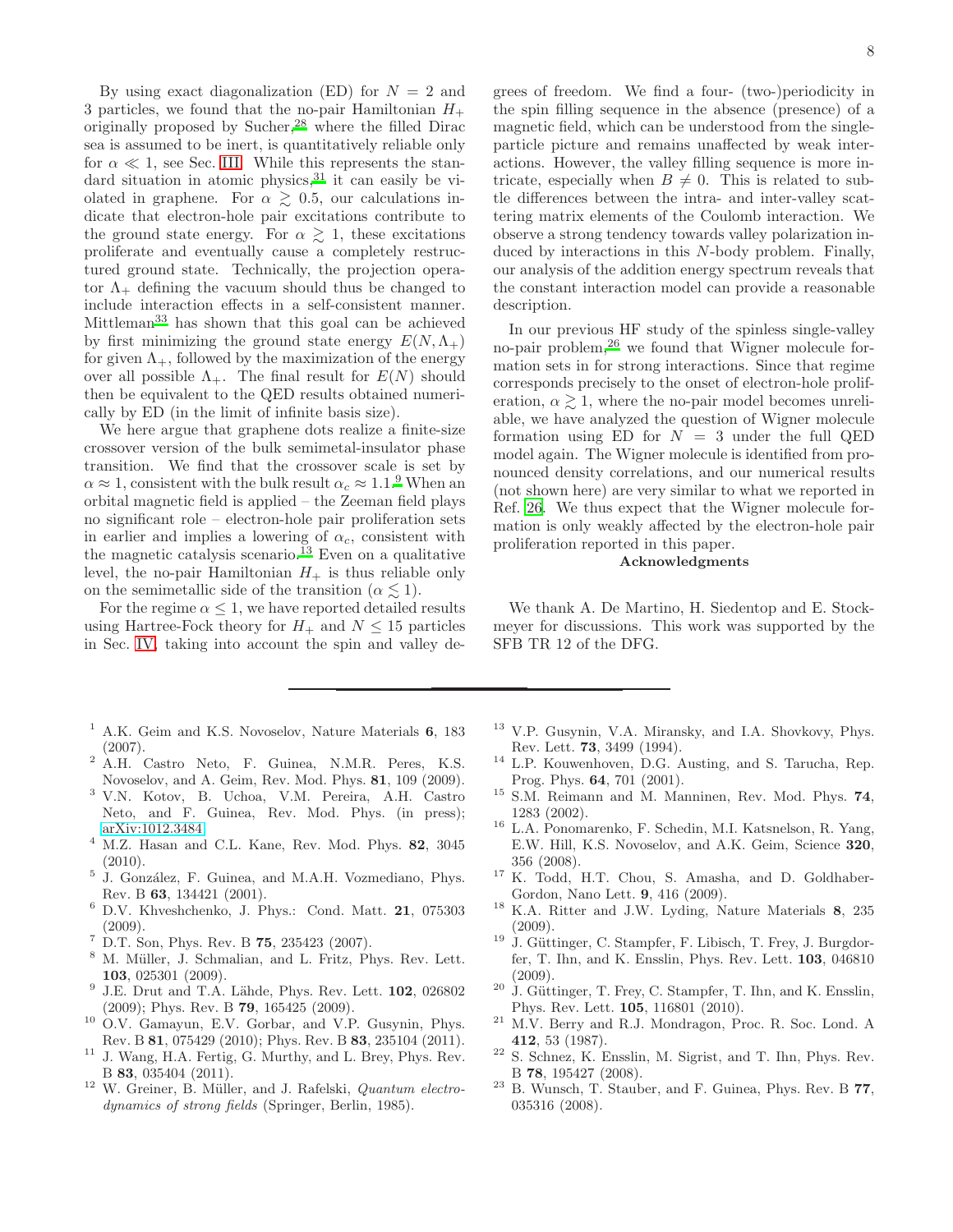By using exact diagonalization (ED) for $N = 2$ and 3 particles, we found that the no-pair Hamiltonian $H_+$ originally proposed by Sucher,[28] where the filled Dirac sea is assumed to be inert, is quantitatively reliable only for $\alpha \ll 1$, see Sec. III. While this represents the standard situation in atomic physics,[31] it can easily be violated in graphene. For $\alpha \gtrsim 0.5$, our calculations indicate that electron-hole pair excitations contribute to the ground state energy. For $\alpha \gtrsim 1$, these excitations proliferate and eventually cause a completely restructured ground state. Technically, the projection operator $\Lambda_+$ defining the vacuum should thus be changed to include interaction effects in a self-consistent manner. Mittleman[33] has shown that this goal can be achieved by first minimizing the ground state energy $E(N, \Lambda_+)$ for given $\Lambda_+$, followed by the maximization of the energy over all possible $\Lambda_+$. The final result for $E(N)$ should then be equivalent to the QED results obtained numerically by ED (in the limit of infinite basis size).

We here argue that graphene dots realize a finite-size crossover version of the bulk semimetal-insulator phase transition. We find that the crossover scale is set by $\alpha \approx 1$, consistent with the bulk result $\alpha_c \approx 1.1$.[9] When an orbital magnetic field is applied – the Zeeman field plays no significant role – electron-hole pair proliferation sets in earlier and implies a lowering of $\alpha_c$, consistent with the magnetic catalysis scenario.[13] Even on a qualitative level, the no-pair Hamiltonian $H_+$ is thus reliable only on the semimetallic side of the transition ($\alpha \lesssim 1$).

For the regime $\alpha \leq 1$, we have reported detailed results using Hartree-Fock theory for $H_+$ and $N \leq 15$ particles in Sec. IV, taking into account the spin and valley degrees of freedom. We find a four- (two-)periodicity in the spin filling sequence in the absence (presence) of a magnetic field, which can be understood from the single-particle picture and remains unaffected by weak interactions. However, the valley filling sequence is more intricate, especially when $B \neq 0$. This is related to subtle differences between the intra- and inter-valley scattering matrix elements of the Coulomb interaction. We observe a strong tendency towards valley polarization induced by interactions in this $N$-body problem. Finally, our analysis of the addition energy spectrum reveals that the constant interaction model can provide a reasonable description.

In our previous HF study of the spinless single-valley no-pair problem,[26] we found that Wigner molecule formation sets in for strong interactions. Since that regime corresponds precisely to the onset of electron-hole proliferation, $\alpha \gtrsim 1$, where the no-pair model becomes unreliable, we have analyzed the question of Wigner molecule formation using ED for $N = 3$ under the full QED model again. The Wigner molecule is identified from pronounced density correlations, and our numerical results (not shown here) are very similar to what we reported in Ref. 26. We thus expect that the Wigner molecule formation is only weakly affected by the electron-hole pair proliferation reported in this paper.

**Acknowledgments**

We thank A. De Martino, H. Siedentop and E. Stockmeyer for discussions. This work was supported by the SFB TR 12 of the DFG.

---

1. A.K. Geim and K.S. Novoselov, Nature Materials **6**, 183 (2007).
2. A.H. Castro Neto, F. Guinea, N.M.R. Peres, K.S. Novoselov, and A. Geim, Rev. Mod. Phys. **81**, 109 (2009).
3. V.N. Kotov, B. Uchoa, V.M. Pereira, A.H. Castro Neto, and F. Guinea, Rev. Mod. Phys. (in press); arXiv:1012.3484.
4. M.Z. Hasan and C.L. Kane, Rev. Mod. Phys. **82**, 3045 (2010).
5. J. González, F. Guinea, and M.A.H. Vozmediano, Phys. Rev. B **63**, 134421 (2001).
6. D.V. Khveshchenko, J. Phys.: Cond. Matt. **21**, 075303 (2009).
7. D.T. Son, Phys. Rev. B **75**, 235423 (2007).
8. M. Müller, J. Schmalian, and L. Fritz, Phys. Rev. Lett. **103**, 025301 (2009).
9. J.E. Drut and T.A. Lähde, Phys. Rev. Lett. **102**, 026802 (2009); Phys. Rev. B **79**, 165425 (2009).
10. O.V. Gamayun, E.V. Gorbar, and V.P. Gusynin, Phys. Rev. B **81**, 075429 (2010); Phys. Rev. B **83**, 235104 (2011).
11. J. Wang, H.A. Fertig, G. Murthy, and L. Brey, Phys. Rev. B **83**, 035404 (2011).
12. W. Greiner, B. Müller, and J. Rafelski, *Quantum electrodynamics of strong fields* (Springer, Berlin, 1985).
13. V.P. Gusynin, V.A. Miransky, and I.A. Shovkovy, Phys. Rev. Lett. **73**, 3499 (1994).
14. L.P. Kouwenhoven, D.G. Austing, and S. Tarucha, Rep. Prog. Phys. **64**, 701 (2001).
15. S.M. Reimann and M. Manninen, Rev. Mod. Phys. **74**, 1283 (2002).
16. L.A. Ponomarenko, F. Schedin, M.I. Katsnelson, R. Yang, E.W. Hill, K.S. Novoselov, and A.K. Geim, Science **320**, 356 (2008).
17. K. Todd, H.T. Chou, S. Amasha, and D. Goldhaber-Gordon, Nano Lett. **9**, 416 (2009).
18. K.A. Ritter and J.W. Lyding, Nature Materials **8**, 235 (2009).
19. J. Güttinger, C. Stampfer, F. Libisch, T. Frey, J. Burgdorfer, T. Ihn, and K. Ensslin, Phys. Rev. Lett. **103**, 046810 (2009).
20. J. Güttinger, T. Frey, C. Stampfer, T. Ihn, and K. Ensslin, Phys. Rev. Lett. **105**, 116801 (2010).
21. M.V. Berry and R.J. Mondragon, Proc. R. Soc. Lond. A **412**, 53 (1987).
22. S. Schnez, K. Ensslin, M. Sigrist, and T. Ihn, Phys. Rev. B **78**, 195427 (2008).
23. B. Wunsch, T. Stauber, and F. Guinea, Phys. Rev. B **77**, 035316 (2008).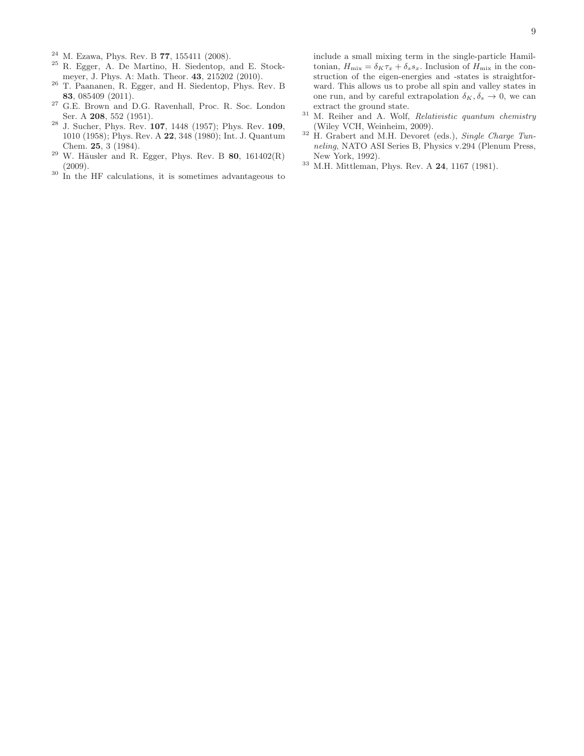[24] M. Ezawa, Phys. Rev. B **77**, 155411 (2008).

[25] R. Egger, A. De Martino, H. Siedentop, and E. Stockmeyer, J. Phys. A: Math. Theor. **43**, 215202 (2010).

[26] T. Paananen, R. Egger, and H. Siedentop, Phys. Rev. B **83**, 085409 (2011).

[27] G.E. Brown and D.G. Ravenhall, Proc. R. Soc. London Ser. A **208**, 552 (1951).

[28] J. Sucher, Phys. Rev. **107**, 1448 (1957); Phys. Rev. **109**, 1010 (1958); Phys. Rev. A **22**, 348 (1980); Int. J. Quantum Chem. **25**, 3 (1984).

[29] W. Häusler and R. Egger, Phys. Rev. B **80**, 161402(R) (2009).

[30] In the HF calculations, it is sometimes advantageous to include a small mixing term in the single-particle Hamiltonian, $H_{\rm mix} = \delta_K \tau_x + \delta_s s_x$. Inclusion of $H_{\rm mix}$ in the construction of the eigen-energies and -states is straightforward. This allows us to probe all spin and valley states in one run, and by careful extrapolation $\delta_K, \delta_s \to 0$, we can extract the ground state.

[31] M. Reiher and A. Wolf, *Relativistic quantum chemistry* (Wiley VCH, Weinheim, 2009).

[32] H. Grabert and M.H. Devoret (eds.), *Single Charge Tunneling*, NATO ASI Series B, Physics v.294 (Plenum Press, New York, 1992).

[33] M.H. Mittleman, Phys. Rev. A **24**, 1167 (1981).